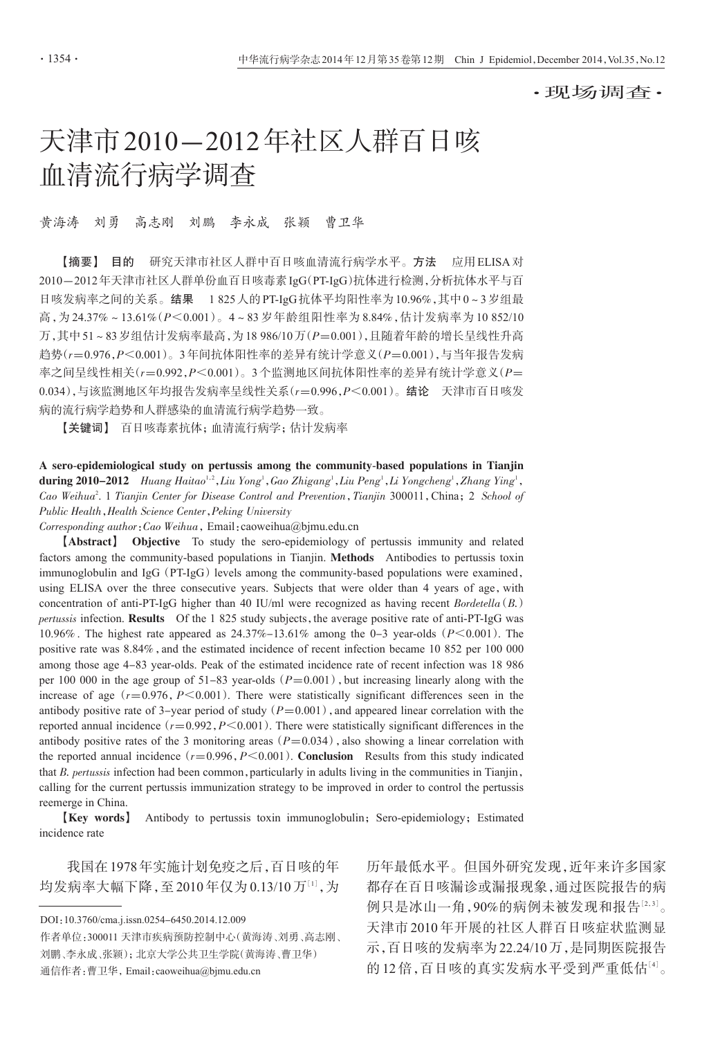·现场调查·

# 天津市2010—2012年社区人群百日咳血清流行病学调查

黄海涛　刘勇　高志刚　刘鹏　李永成　张颖　曹卫华

【摘要】 **目的**　研究天津市社区人群中百日咳血清流行病学水平。**方法**　应用ELISA对2010—2012年天津市社区人群单份血百日咳毒素IgG(PT-IgG)抗体进行检测，分析抗体水平与百日咳发病率之间的关系。**结果**　1 825人的PT-IgG抗体平均阳性率为10.96%，其中0～3岁组最高，为24.37%～13.61%($P<0.001$)。4～83岁年龄组阳性率为8.84%，估计发病率为10 852/10万，其中51～83岁组估计发病率最高，为18 986/10万($P=0.001$)，且随着年龄的增长呈线性升高趋势($r=0.976$，$P<0.001$)。3年间抗体阳性率的差异有统计学意义($P=0.001$)，与当年报告发病率之间呈线性相关($r=0.992$，$P<0.001$)。3个监测地区间抗体阳性率的差异有统计学意义($P=0.034$)，与该监测地区年均报告发病率呈线性关系($r=0.996$，$P<0.001$)。**结论**　天津市百日咳发病的流行病学趋势和人群感染的血清流行病学趋势一致。

【关键词】 百日咳毒素抗体；血清流行病学；估计发病率

**A sero-epidemiological study on pertussis among the community-based populations in Tianjin during 2010–2012**　*Huang Haitao*[1,2], *Liu Yong*[1], *Gao Zhigang*[1], *Liu Peng*[1], *Li Yongcheng*[1], *Zhang Ying*[1], *Cao Weihua*[2]. *1 Tianjin Center for Disease Control and Prevention*, *Tianjin* 300011, China; 2 *School of Public Health*, *Health Science Center*, *Peking University*

*Corresponding author*: *Cao Weihua*, Email: caoweihua@bjmu.edu.cn

【**Abstract**】 **Objective**　To study the sero-epidemiology of pertussis immunity and related factors among the community-based populations in Tianjin. **Methods**　Antibodies to pertussis toxin immunoglobulin and IgG (PT-IgG) levels among the community-based populations were examined, using ELISA over the three consecutive years. Subjects that were older than 4 years of age, with concentration of anti-PT-IgG higher than 40 IU/ml were recognized as having recent *Bordetella* (*B.*) *pertussis* infection. **Results**　Of the 1 825 study subjects, the average positive rate of anti-PT-IgG was 10.96%. The highest rate appeared as 24.37%–13.61% among the 0–3 year-olds ($P<0.001$). The positive rate was 8.84%, and the estimated incidence of recent infection became 10 852 per 100 000 among those age 4–83 year-olds. Peak of the estimated incidence rate of recent infection was 18 986 per 100 000 in the age group of 51–83 year-olds ($P=0.001$), but increasing linearly along with the increase of age ($r=0.976$, $P<0.001$). There were statistically significant differences seen in the antibody positive rate of 3-year period of study ($P=0.001$), and appeared linear correlation with the reported annual incidence ($r=0.992$, $P<0.001$). There were statistically significant differences in the antibody positive rates of the 3 monitoring areas ($P=0.034$), also showing a linear correlation with the reported annual incidence ($r=0.996$, $P<0.001$). **Conclusion**　Results from this study indicated that *B. pertussis* infection had been common, particularly in adults living in the communities in Tianjin, calling for the current pertussis immunization strategy to be improved in order to control the pertussis reemerge in China.

【**Key words**】 Antibody to pertussis toxin immunoglobulin; Sero-epidemiology; Estimated incidence rate

我国在1978年实施计划免疫之后，百日咳的年均发病率大幅下降，至2010年仅为0.13/10万[1]，为历年最低水平。但国外研究发现，近年来许多国家都存在百日咳漏诊或漏报现象，通过医院报告的病例只是冰山一角，90%的病例未被发现和报告[2,3]。天津市2010年开展的社区人群百日咳症状监测显示，百日咳的发病率为22.24/10万，是同期医院报告的12倍，百日咳的真实发病水平受到严重低估[4]。

---

DOI：10.3760/cma.j.issn.0254-6450.2014.12.009

作者单位：300011 天津市疾病预防控制中心(黄海涛、刘勇、高志刚、刘鹏、李永成、张颖)；北京大学公共卫生学院(黄海涛、曹卫华)

通信作者：曹卫华，Email：caoweihua@bjmu.edu.cn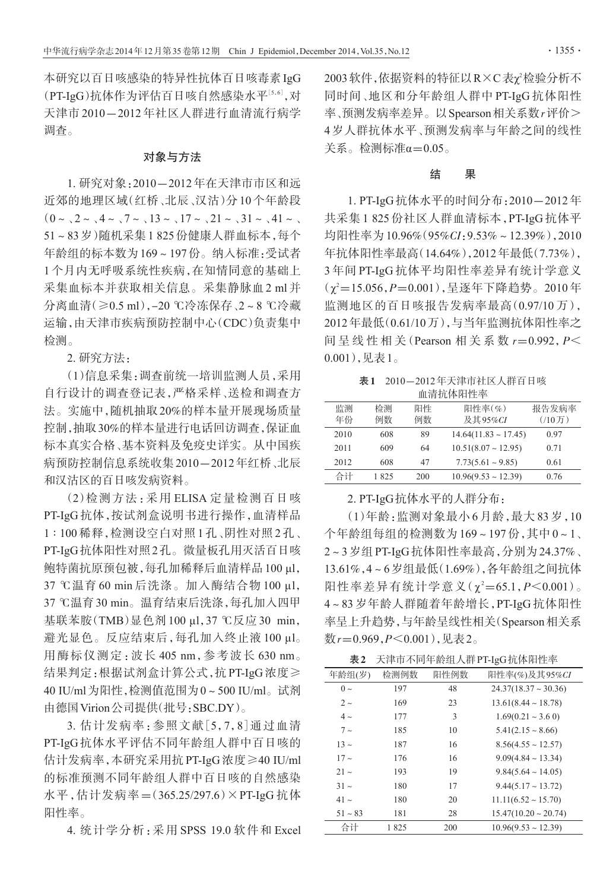本研究以百日咳感染的特异性抗体百日咳毒素IgG(PT-IgG)抗体作为评估百日咳自然感染水平[5,6]，对天津市2010－2012年社区人群进行血清流行病学调查。

## 对象与方法

1. 研究对象：2010－2012年在天津市市区和远近郊的地理区域(红桥、北辰、汉沽)分10个年龄段(0～、2～、4～、7～、13～、17～、21～、31～、41～、51～83岁)随机采集1 825份健康人群血标本，每个年龄组的标本数为169～197份。纳入标准：受试者1个月内无呼吸系统性疾病，在知情同意的基础上采集血标本并获取相关信息。采集静脉血2 ml并分离血清(≥0.5 ml)，-20 ℃冷冻保存、2～8 ℃冷藏运输，由天津市疾病预防控制中心(CDC)负责集中检测。

2. 研究方法：

(1)信息采集：调查前统一培训监测人员，采用自行设计的调查登记表，严格采样、送检和调查方法。实施中，随机抽取20%的样本量开展现场质量控制，抽取30%的样本量进行电话回访调查，保证血标本真实合格、基本资料及免疫史详实。从中国疾病预防控制信息系统收集2010－2012年红桥、北辰和汉沽区的百日咳发病资料。

(2)检测方法：采用ELISA定量检测百日咳PT-IgG抗体，按试剂盒说明书进行操作，血清样品1∶100稀释，检测设空白对照1孔、阴性对照2孔、PT-IgG抗体阳性对照2孔。微量板孔用灭活百日咳鲍特菌抗原预包被，每孔加稀释后血清样品100 μl，37 ℃温育60 min后洗涤。加入酶结合物100 μl，37 ℃温育30 min。温育结束后洗涤，每孔加入四甲基联苯胺(TMB)显色剂100 μl，37 ℃反应30 min，避光显色。反应结束后，每孔加入终止液100 μl。用酶标仪测定：波长405 nm，参考波长630 nm。结果判定：根据试剂盒计算公式，抗PT-IgG浓度≥40 IU/ml为阳性，检测值范围为0～500 IU/ml。试剂由德国Virion公司提供(批号：SBC.DY)。

3. 估计发病率：参照文献[5,7,8]通过血清PT-IgG抗体水平评估不同年龄组人群中百日咳的估计发病率，本研究采用抗PT-IgG浓度≥40 IU/ml的标准预测不同年龄组人群中百日咳的自然感染水平，估计发病率＝(365.25/297.6)×PT-IgG抗体阳性率。

4. 统计学分析：采用SPSS 19.0软件和Excel 2003软件，依据资料的特征以R×C表$\chi^2$检验分析不同时间、地区和分年龄组人群中PT-IgG抗体阳性率、预测发病率差异。以Spearson相关系数$r$评价＞4岁人群抗体水平、预测发病率与年龄之间的线性关系。检测标准α＝0.05。

## 结　　果

1. PT-IgG抗体水平的时间分布：2010－2012年共采集1 825份社区人群血清标本，PT-IgG抗体平均阳性率为10.96%(95%*CI*：9.53%～12.39%)，2010年抗体阳性率最高(14.64%)，2012年最低(7.73%)，3年间PT-IgG抗体平均阳性率差异有统计学意义($\chi^2$＝15.056，$P$＝0.001)，呈逐年下降趋势。2010年监测地区的百日咳报告发病率最高(0.97/10万)，2012年最低(0.61/10万)，与当年监测抗体阳性率之间呈线性相关(Pearson相关系数$r$＝0.992，$P$＜0.001)，见表1。

**表1**　2010－2012年天津市社区人群百日咳血清抗体阳性率

| 监测年份 | 检测例数 | 阳性例数 | 阳性率(%)及其95%*CI* | 报告发病率(/10万) |
|---|---|---|---|---|
| 2010 | 608 | 89 | 14.64(11.83～17.45) | 0.97 |
| 2011 | 609 | 64 | 10.51(8.07～12.95) | 0.71 |
| 2012 | 608 | 47 | 7.73(5.61～9.85) | 0.61 |
| 合计 | 1 825 | 200 | 10.96(9.53～12.39) | 0.76 |

2. PT-IgG抗体水平的人群分布：

(1)年龄：监测对象最小6月龄，最大83岁，10个年龄组每组的检测数为169～197份，其中0～1、2～3岁组PT-IgG抗体阳性率最高，分别为24.37%、13.61%，4～6岁组最低(1.69%)，各年龄组之间抗体阳性率差异有统计学意义($\chi^2$＝65.1，$P$＜0.001)。4～83岁年龄人群随着年龄增长，PT-IgG抗体阳性率呈上升趋势，与年龄呈线性相关(Spearson相关系数$r$＝0.969，$P$＜0.001)，见表2。

**表2**　天津市不同年龄组人群PT-IgG抗体阳性率

| 年龄组(岁) | 检测例数 | 阳性例数 | 阳性率(%)及其95%*CI* |
|---|---|---|---|
| 0～ | 197 | 48 | 24.37(18.37～30.36) |
| 2～ | 169 | 23 | 13.61(8.44～18.78) |
| 4～ | 177 | 3 | 1.69(0.21～3.6 0) |
| 7～ | 185 | 10 | 5.41(2.15～8.66) |
| 13～ | 187 | 16 | 8.56(4.55～12.57) |
| 17～ | 176 | 16 | 9.09(4.84～13.34) |
| 21～ | 193 | 19 | 9.84(5.64～14.05) |
| 31～ | 180 | 17 | 9.44(5.17～13.72) |
| 41～ | 180 | 20 | 11.11(6.52～15.70) |
| 51～83 | 181 | 28 | 15.47(10.20～20.74) |
| 合计 | 1 825 | 200 | 10.96(9.53～12.39) |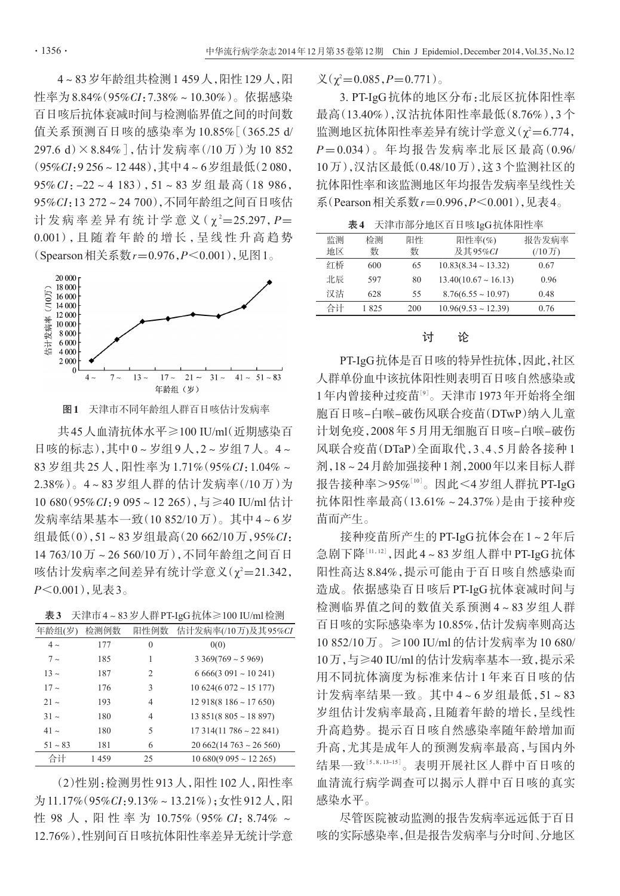4～83岁年龄组共检测1 459人，阳性129人，阳性率为8.84%（95%*CI*：7.38%～10.30%）。依据感染百日咳后抗体衰减时间与检测临界值之间的时间数值关系预测百日咳的感染率为10.85%［（365.25 d/297.6 d）×8.84%］，估计发病率（/10万）为10 852（95%*CI*：9 256～12 448），其中4～6岁组最低（2 080，95%*CI*：−22～4 183），51～83岁组最高（18 986，95%*CI*：13 272～24 700），不同年龄组之间百日咳估计发病率差异有统计学意义（$\chi^2$=25.297，*P*=0.001），且随着年龄的增长，呈线性升高趋势（Spearman相关系数*r*=0.976，*P*<0.001），见图1。

图1　天津市不同年龄组人群百日咳估计发病率

共45人血清抗体水平≥100 IU/ml（近期感染百日咳的标志），其中0～岁组9人，2～岁组7人。4～83岁组共25人，阳性率为1.71%（95%*CI*：1.04%～2.38%）。4～83岁组人群的估计发病率（/10万）为10 680（95%*CI*：9 095～12 265），与≥40 IU/ml估计发病率结果基本一致（10 852/10万）。其中4～6岁组最低（0），51～83岁组最高（20 662/10万，95%*CI*：14 763/10万～26 560/10万），不同年龄组之间百日咳估计发病率之间差异有统计学意义（$\chi^2$=21.342，*P*<0.001），见表3。

**表3**　天津市4～83岁人群PT-IgG抗体≥100 IU/ml检测

| 年龄组(岁) | 检测例数 | 阳性例数 | 估计发病率(/10万)及其95%*CI* |
|---|---|---|---|
| 4～ | 177 | 0 | 0(0) |
| 7～ | 185 | 1 | 3 369(769～5 969) |
| 13～ | 187 | 2 | 6 666(3 091～10 241) |
| 17～ | 176 | 3 | 10 624(6 072～15 177) |
| 21～ | 193 | 4 | 12 918(8 186～17 650) |
| 31～ | 180 | 4 | 13 851(8 805～18 897) |
| 41～ | 180 | 5 | 17 314(11 786～22 841) |
| 51～83 | 181 | 6 | 20 662(14 763～26 560) |
| 合计 | 1 459 | 25 | 10 680(9 095～12 265) |

（2）性别：检测男性913人，阳性102人，阳性率为11.17%（95%*CI*：9.13%～13.21%）；女性912人，阳性98人，阳性率为10.75%（95% *CI*：8.74%～12.76%），性别间百日咳抗体阳性率差异无统计学意义（$\chi^2$=0.085，*P*=0.771）。

3. PT-IgG抗体的地区分布：北辰区抗体阳性率最高（13.40%），汉沽抗体阳性率最低（8.76%），3个监测地区抗体阳性率差异有统计学意义（$\chi^2$=6.774，*P*=0.034）。年均报告发病率北辰区最高（0.96/10万），汉沽区最低（0.48/10万），这3个监测社区的抗体阳性率和该监测地区年均报告发病率呈线性关系（Pearson相关系数*r*=0.996，*P*<0.001），见表4。

**表4**　天津市部分地区百日咳IgG抗体阳性率

| 监测地区 | 检测数 | 阳性数 | 阳性率(%)及其95%*CI* | 报告发病率(/10万) |
|---|---|---|---|---|
| 红桥 | 600 | 65 | 10.83(8.34～13.32) | 0.67 |
| 北辰 | 597 | 80 | 13.40(10.67～16.13) | 0.96 |
| 汉沽 | 628 | 55 | 8.76(6.55～10.97) | 0.48 |
| 合计 | 1 825 | 200 | 10.96(9.53～12.39) | 0.76 |

## 讨　论

PT-IgG抗体是百日咳的特异性抗体，因此，社区人群单份血中该抗体阳性则表明百日咳自然感染或1年内曾接种过疫苗[9]。天津市1973年开始将全细胞百日咳-白喉-破伤风联合疫苗（DTwP）纳入儿童计划免疫，2008年5月用无细胞百日咳-白喉-破伤风联合疫苗（DTaP）全面取代，3、4、5月龄各接种1剂，18～24月龄加强接种1剂，2000年以来目标人群报告接种率>95%[10]。因此<4岁组人群抗PT-IgG抗体阳性率最高（13.61%～24.37%）是由于接种疫苗而产生。

接种疫苗所产生的PT-IgG抗体会在1～2年后急剧下降[11,12]，因此4～83岁组人群中PT-IgG抗体阳性高达8.84%，提示可能由于百日咳自然感染而造成。依据感染百日咳后PT-IgG抗体衰减时间与检测临界值之间的数值关系预测4～83岁组人群百日咳的实际感染率为10.85%，估计发病率则高达10 852/10万。≥100 IU/ml的估计发病率为10 680/10万，与≥40 IU/ml的估计发病率基本一致，提示采用不同抗体滴度为标准来估计1年来百日咳的估计发病率结果一致。其中4～6岁组最低，51～83岁组估计发病率最高，且随着年龄的增长，呈线性升高趋势。提示百日咳自然感染率随年龄增加而升高，尤其是成年人的预测发病率最高，与国内外结果一致[5,8,13-15]。表明开展社区人群中百日咳的血清流行病学调查可以揭示人群中百日咳的真实感染水平。

尽管医院被动监测的报告发病率远远低于百日咳的实际感染率，但是报告发病率与分时间、分地区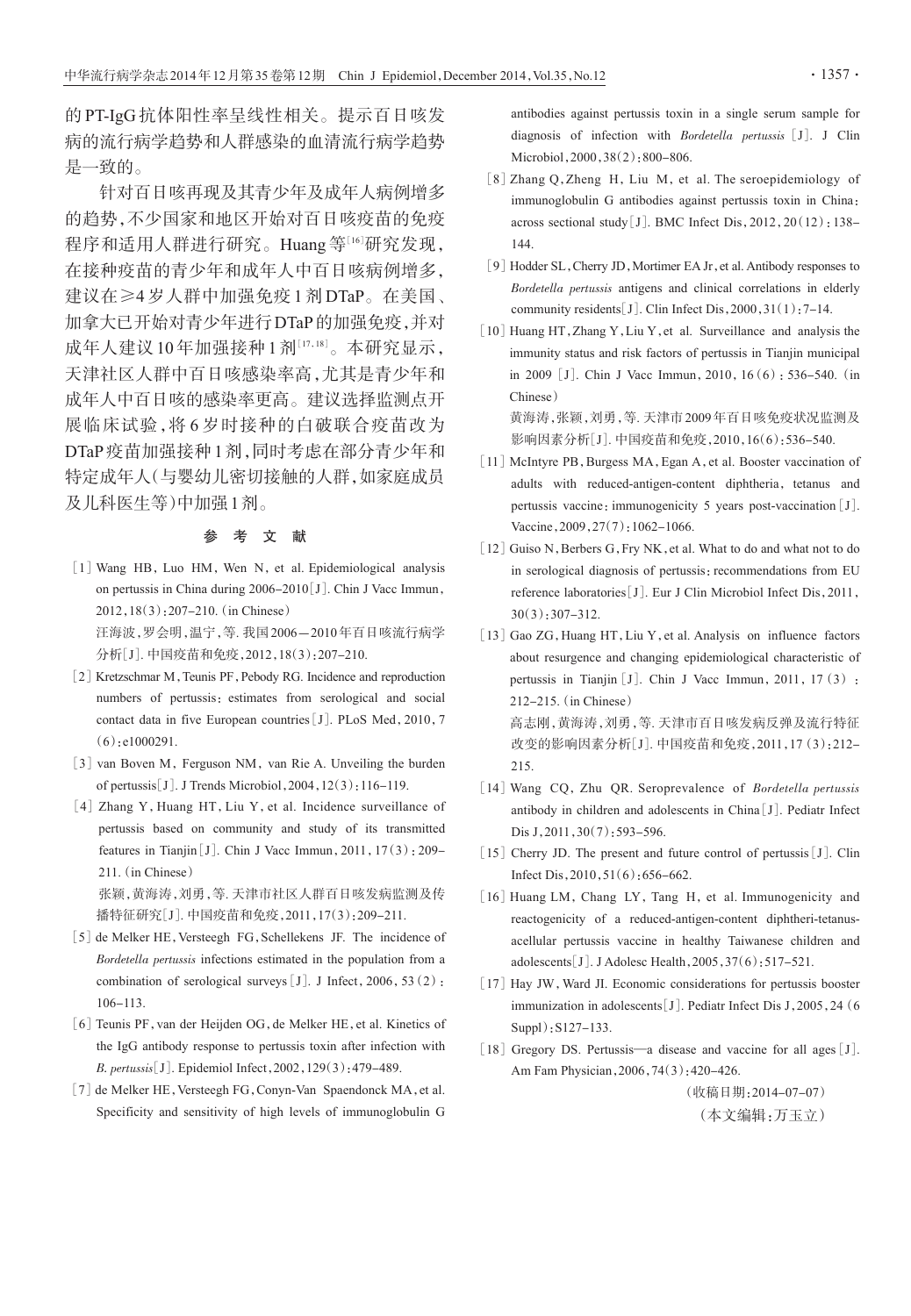的PT-IgG抗体阳性率呈线性相关。提示百日咳发病的流行病学趋势和人群感染的血清流行病学趋势是一致的。

针对百日咳再现及其青少年及成年人病例增多的趋势，不少国家和地区开始对百日咳疫苗的免疫程序和适用人群进行研究。Huang等[16]研究发现，在接种疫苗的青少年和成年人中百日咳病例增多，建议在≥4岁人群中加强免疫1剂DTaP。在美国、加拿大已开始对青少年进行DTaP的加强免疫，并对成年人建议10年加强接种1剂[17,18]。本研究显示，天津社区人群中百日咳感染率高，尤其是青少年和成年人中百日咳的感染率更高。建议选择监测点开展临床试验，将6岁时接种的白破联合疫苗改为DTaP疫苗加强接种1剂，同时考虑在部分青少年和特定成年人（与婴幼儿密切接触的人群，如家庭成员及儿科医生等）中加强1剂。

## 参 考 文 献

[1] Wang HB, Luo HM, Wen N, et al. Epidemiological analysis on pertussis in China during 2006–2010[J]. Chin J Vacc Immun, 2012, 18(3): 207–210. (in Chinese)
汪海波，罗会明，温宁，等. 我国2006—2010年百日咳流行病学分析[J]. 中国疫苗和免疫，2012，18(3)：207–210.

[2] Kretzschmar M, Teunis PF, Pebody RG. Incidence and reproduction numbers of pertussis: estimates from serological and social contact data in five European countries[J]. PLoS Med, 2010, 7(6): e1000291.

[3] van Boven M, Ferguson NM, van Rie A. Unveiling the burden of pertussis[J]. J Trends Microbiol, 2004, 12(3): 116–119.

[4] Zhang Y, Huang HT, Liu Y, et al. Incidence surveillance of pertussis based on community and study of its transmitted features in Tianjin[J]. Chin J Vacc Immun, 2011, 17(3): 209–211. (in Chinese)
张颖，黄海涛，刘勇，等. 天津市社区人群百日咳发病监测及传播特征研究[J]. 中国疫苗和免疫，2011，17(3)：209–211.

[5] de Melker HE, Versteegh FG, Schellekens JF. The incidence of *Bordetella pertussis* infections estimated in the population from a combination of serological surveys[J]. J Infect, 2006, 53(2): 106–113.

[6] Teunis PF, van der Heijden OG, de Melker HE, et al. Kinetics of the IgG antibody response to pertussis toxin after infection with *B. pertussis*[J]. Epidemiol Infect, 2002, 129(3): 479–489.

[7] de Melker HE, Versteegh FG, Conyn-Van Spaendonck MA, et al. Specificity and sensitivity of high levels of immunoglobulin G antibodies against pertussis toxin in a single serum sample for diagnosis of infection with *Bordetella pertussis*[J]. J Clin Microbiol, 2000, 38(2): 800–806.

[8] Zhang Q, Zheng H, Liu M, et al. The seroepidemiology of immunoglobulin G antibodies against pertussis toxin in China: across sectional study[J]. BMC Infect Dis, 2012, 20(12): 138–144.

[9] Hodder SL, Cherry JD, Mortimer EA Jr, et al. Antibody responses to *Bordetella pertussis* antigens and clinical correlations in elderly community residents[J]. Clin Infect Dis, 2000, 31(1): 7–14.

[10] Huang HT, Zhang Y, Liu Y, et al. Surveillance and analysis the immunity status and risk factors of pertussis in Tianjin municipal in 2009[J]. Chin J Vacc Immun, 2010, 16(6): 536–540. (in Chinese)
黄海涛，张颖，刘勇，等. 天津市2009年百日咳免疫状况监测及影响因素分析[J]. 中国疫苗和免疫，2010，16(6)：536–540.

[11] McIntyre PB, Burgess MA, Egan A, et al. Booster vaccination of adults with reduced-antigen-content diphtheria, tetanus and pertussis vaccine: immunogenicity 5 years post-vaccination[J]. Vaccine, 2009, 27(7): 1062–1066.

[12] Guiso N, Berbers G, Fry NK, et al. What to do and what not to do in serological diagnosis of pertussis: recommendations from EU reference laboratories[J]. Eur J Clin Microbiol Infect Dis, 2011, 30(3): 307–312.

[13] Gao ZG, Huang HT, Liu Y, et al. Analysis on influence factors about resurgence and changing epidemiological characteristic of pertussis in Tianjin[J]. Chin J Vacc Immun, 2011, 17(3): 212–215. (in Chinese)
高志刚，黄海涛，刘勇，等. 天津市百日咳发病反弹及流行特征改变的影响因素分析[J]. 中国疫苗和免疫，2011，17(3)：212–215.

[14] Wang CQ, Zhu QR. Seroprevalence of *Bordetella pertussis* antibody in children and adolescents in China[J]. Pediatr Infect Dis J, 2011, 30(7): 593–596.

[15] Cherry JD. The present and future control of pertussis[J]. Clin Infect Dis, 2010, 51(6): 656–662.

[16] Huang LM, Chang LY, Tang H, et al. Immunogenicity and reactogenicity of a reduced-antigen-content diphtheri-tetanus-acellular pertussis vaccine in healthy Taiwanese children and adolescents[J]. J Adolesc Health, 2005, 37(6): 517–521.

[17] Hay JW, Ward JI. Economic considerations for pertussis booster immunization in adolescents[J]. Pediatr Infect Dis J, 2005, 24(6 Suppl): S127–133.

[18] Gregory DS. Pertussis—a disease and vaccine for all ages[J]. Am Fam Physician, 2006, 74(3): 420–426.

（收稿日期：2014–07–07）

（本文编辑：万玉立）